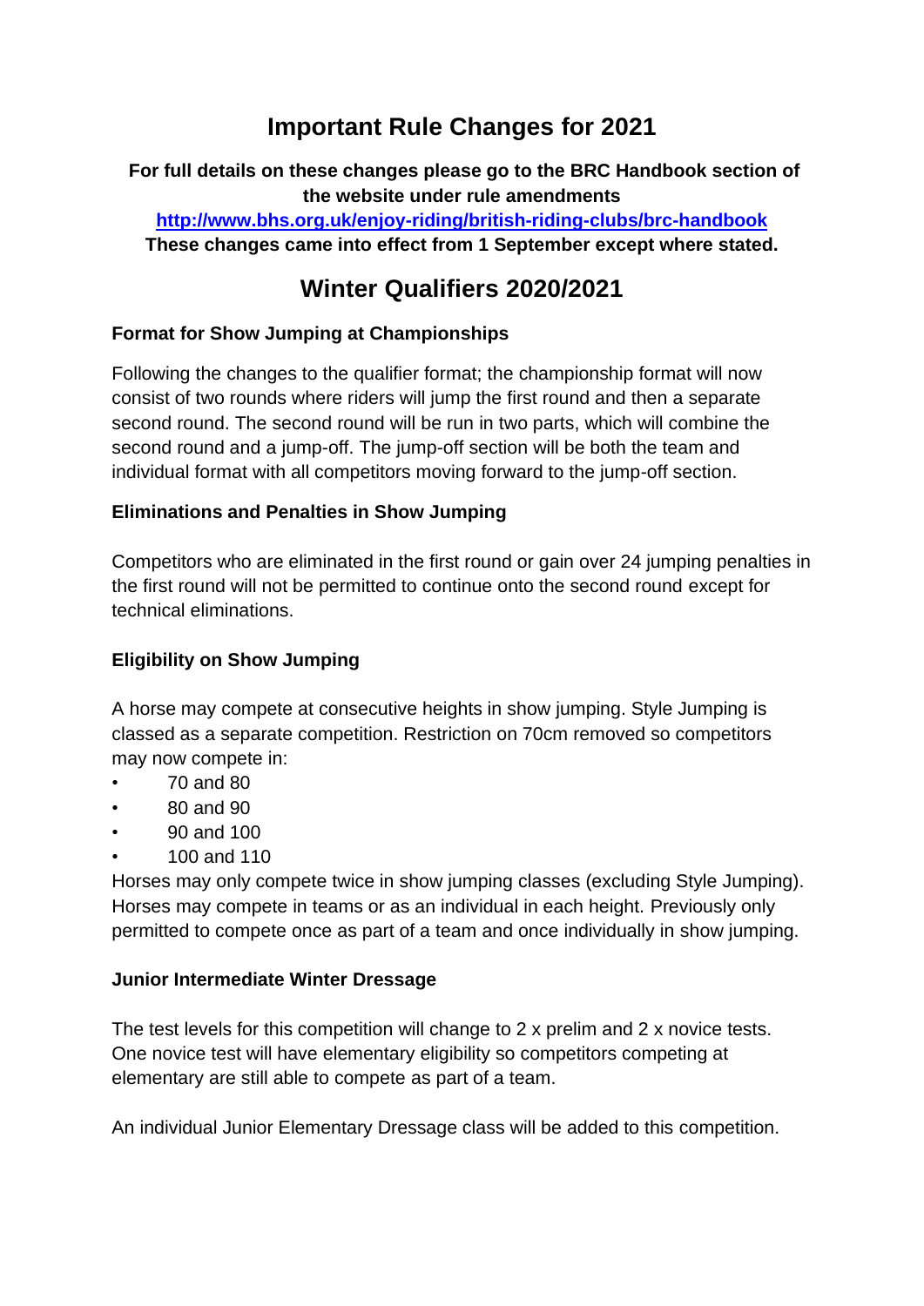# Important Rule Changes for 2021

**For full details on these changes please go to the BRC Handbook section of the website under rule amendments**
**http://www.bhs.org.uk/enjoy-riding/british-riding-clubs/brc-handbook**
**These changes came into effect from 1 September except where stated.**

# Winter Qualifiers 2020/2021

### Format for Show Jumping at Championships

Following the changes to the qualifier format; the championship format will now consist of two rounds where riders will jump the first round and then a separate second round. The second round will be run in two parts, which will combine the second round and a jump-off. The jump-off section will be both the team and individual format with all competitors moving forward to the jump-off section.

### Eliminations and Penalties in Show Jumping

Competitors who are eliminated in the first round or gain over 24 jumping penalties in the first round will not be permitted to continue onto the second round except for technical eliminations.

### Eligibility on Show Jumping

A horse may compete at consecutive heights in show jumping. Style Jumping is classed as a separate competition. Restriction on 70cm removed so competitors may now compete in:

- 70 and 80
- 80 and 90
- 90 and 100
- 100 and 110

Horses may only compete twice in show jumping classes (excluding Style Jumping). Horses may compete in teams or as an individual in each height. Previously only permitted to compete once as part of a team and once individually in show jumping.

### Junior Intermediate Winter Dressage

The test levels for this competition will change to 2 x prelim and 2 x novice tests. One novice test will have elementary eligibility so competitors competing at elementary are still able to compete as part of a team.

An individual Junior Elementary Dressage class will be added to this competition.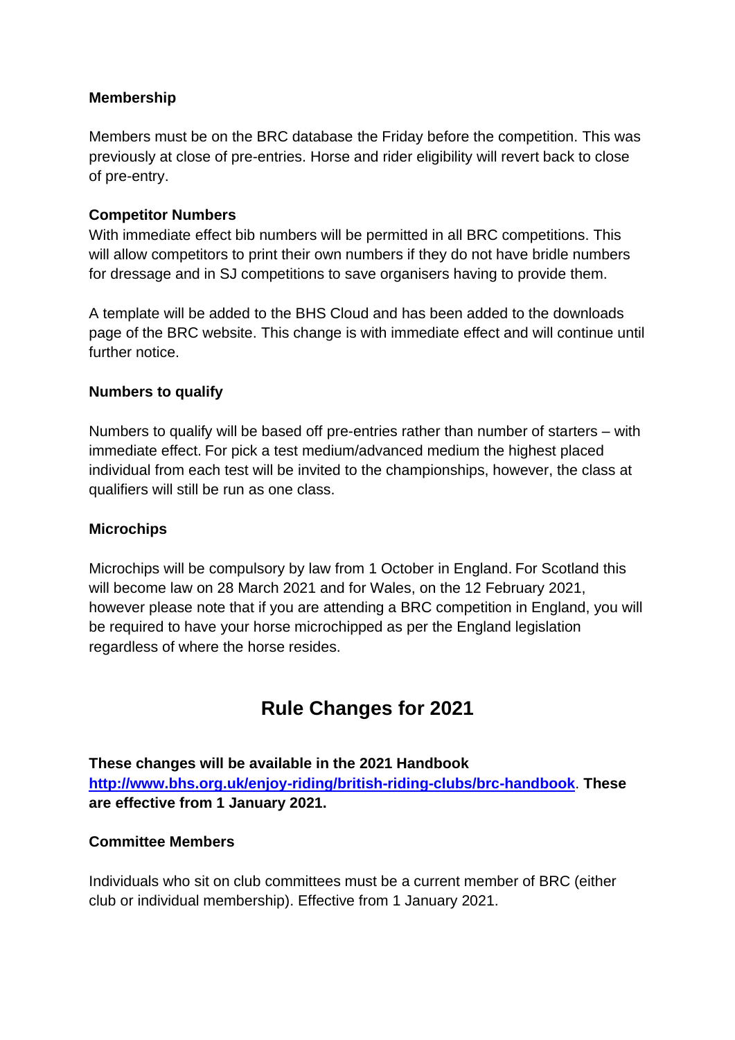**Membership**

Members must be on the BRC database the Friday before the competition. This was previously at close of pre-entries. Horse and rider eligibility will revert back to close of pre-entry.

**Competitor Numbers**

With immediate effect bib numbers will be permitted in all BRC competitions. This will allow competitors to print their own numbers if they do not have bridle numbers for dressage and in SJ competitions to save organisers having to provide them.

A template will be added to the BHS Cloud and has been added to the downloads page of the BRC website. This change is with immediate effect and will continue until further notice.

**Numbers to qualify**

Numbers to qualify will be based off pre-entries rather than number of starters – with immediate effect. For pick a test medium/advanced medium the highest placed individual from each test will be invited to the championships, however, the class at qualifiers will still be run as one class.

**Microchips**

Microchips will be compulsory by law from 1 October in England. For Scotland this will become law on 28 March 2021 and for Wales, on the 12 February 2021, however please note that if you are attending a BRC competition in England, you will be required to have your horse microchipped as per the England legislation regardless of where the horse resides.

## Rule Changes for 2021

**These changes will be available in the 2021 Handbook** [http://www.bhs.org.uk/enjoy-riding/british-riding-clubs/brc-handbook](http://www.bhs.org.uk/enjoy-riding/british-riding-clubs/brc-handbook). **These are effective from 1 January 2021.**

**Committee Members**

Individuals who sit on club committees must be a current member of BRC (either club or individual membership). Effective from 1 January 2021.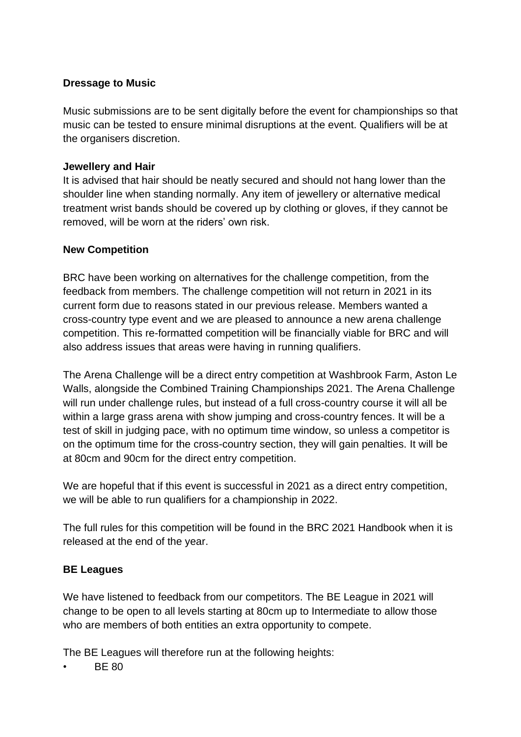**Dressage to Music**

Music submissions are to be sent digitally before the event for championships so that music can be tested to ensure minimal disruptions at the event. Qualifiers will be at the organisers discretion.

**Jewellery and Hair**

It is advised that hair should be neatly secured and should not hang lower than the shoulder line when standing normally. Any item of jewellery or alternative medical treatment wrist bands should be covered up by clothing or gloves, if they cannot be removed, will be worn at the riders' own risk.

**New Competition**

BRC have been working on alternatives for the challenge competition, from the feedback from members. The challenge competition will not return in 2021 in its current form due to reasons stated in our previous release. Members wanted a cross-country type event and we are pleased to announce a new arena challenge competition. This re-formatted competition will be financially viable for BRC and will also address issues that areas were having in running qualifiers.

The Arena Challenge will be a direct entry competition at Washbrook Farm, Aston Le Walls, alongside the Combined Training Championships 2021. The Arena Challenge will run under challenge rules, but instead of a full cross-country course it will all be within a large grass arena with show jumping and cross-country fences. It will be a test of skill in judging pace, with no optimum time window, so unless a competitor is on the optimum time for the cross-country section, they will gain penalties. It will be at 80cm and 90cm for the direct entry competition.

We are hopeful that if this event is successful in 2021 as a direct entry competition, we will be able to run qualifiers for a championship in 2022.

The full rules for this competition will be found in the BRC 2021 Handbook when it is released at the end of the year.

**BE Leagues**

We have listened to feedback from our competitors. The BE League in 2021 will change to be open to all levels starting at 80cm up to Intermediate to allow those who are members of both entities an extra opportunity to compete.

The BE Leagues will therefore run at the following heights:

- BE 80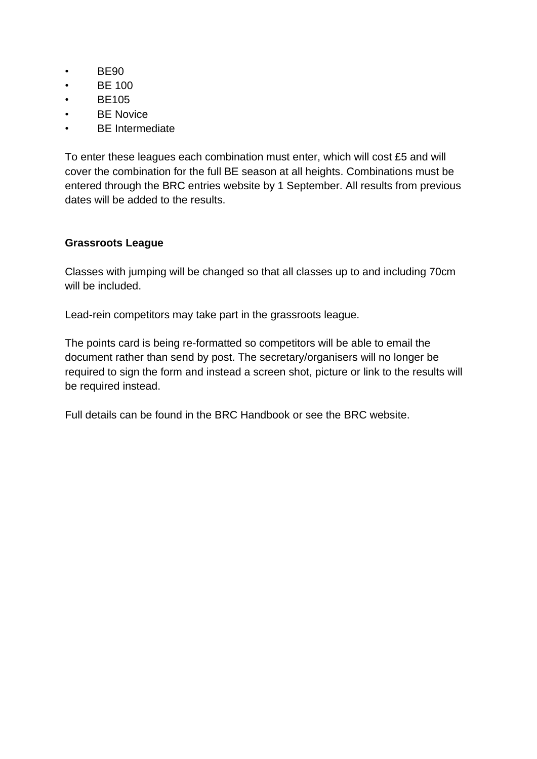- BE90
- BE 100
- BE105
- BE Novice
- BE Intermediate

To enter these leagues each combination must enter, which will cost £5 and will cover the combination for the full BE season at all heights. Combinations must be entered through the BRC entries website by 1 September. All results from previous dates will be added to the results.

**Grassroots League**

Classes with jumping will be changed so that all classes up to and including 70cm will be included.

Lead-rein competitors may take part in the grassroots league.

The points card is being re-formatted so competitors will be able to email the document rather than send by post. The secretary/organisers will no longer be required to sign the form and instead a screen shot, picture or link to the results will be required instead.

Full details can be found in the BRC Handbook or see the BRC website.